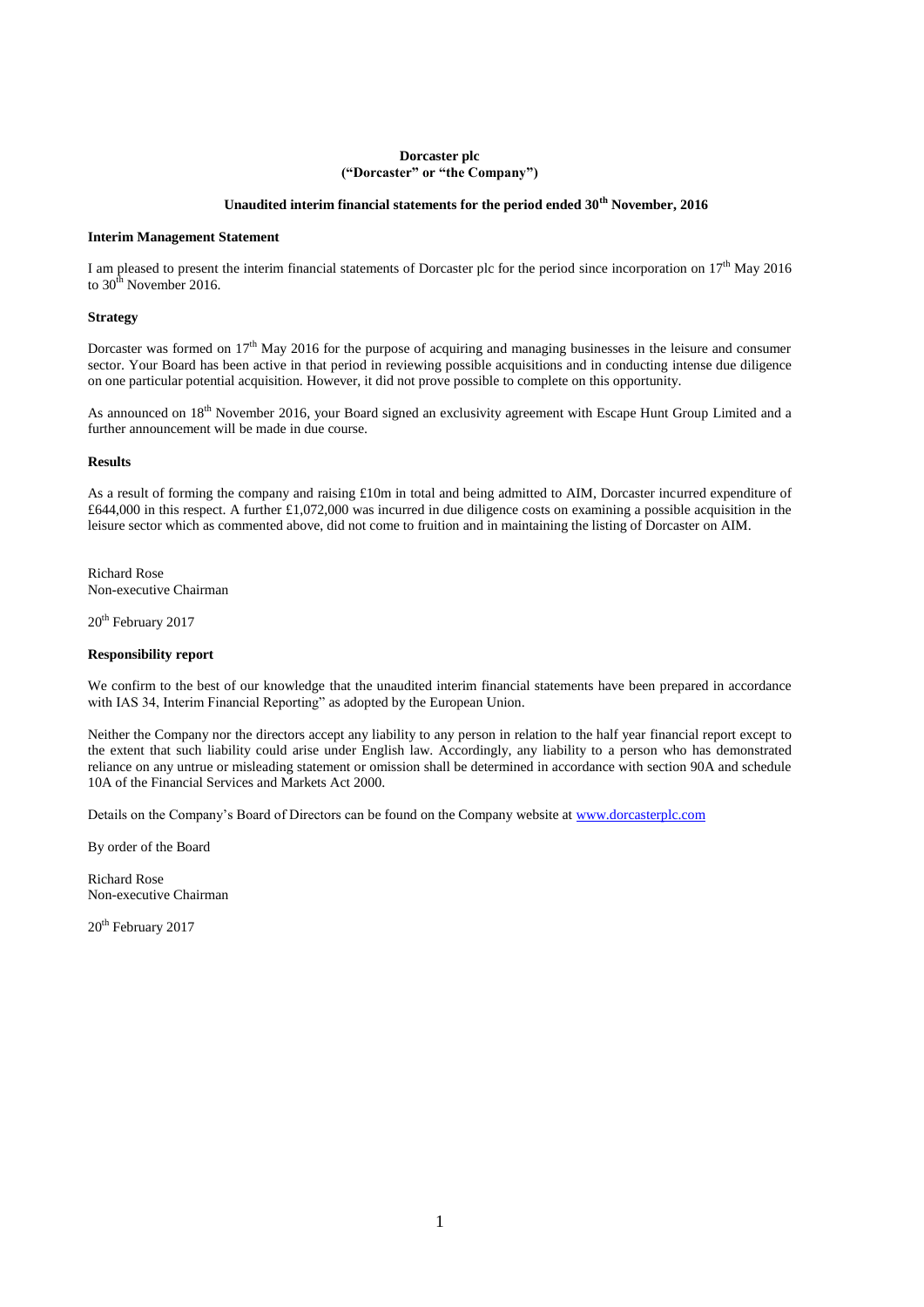**Dorcaster plc**
**("Dorcaster" or "the Company")**

**Unaudited interim financial statements for the period ended 30th November, 2016**

**Interim Management Statement**

I am pleased to present the interim financial statements of Dorcaster plc for the period since incorporation on 17th May 2016 to 30th November 2016.

**Strategy**

Dorcaster was formed on 17th May 2016 for the purpose of acquiring and managing businesses in the leisure and consumer sector. Your Board has been active in that period in reviewing possible acquisitions and in conducting intense due diligence on one particular potential acquisition. However, it did not prove possible to complete on this opportunity.

As announced on 18th November 2016, your Board signed an exclusivity agreement with Escape Hunt Group Limited and a further announcement will be made in due course.

**Results**

As a result of forming the company and raising £10m in total and being admitted to AIM, Dorcaster incurred expenditure of £644,000 in this respect. A further £1,072,000 was incurred in due diligence costs on examining a possible acquisition in the leisure sector which as commented above, did not come to fruition and in maintaining the listing of Dorcaster on AIM.

Richard Rose
Non-executive Chairman

20th February 2017

**Responsibility report**

We confirm to the best of our knowledge that the unaudited interim financial statements have been prepared in accordance with IAS 34, Interim Financial Reporting" as adopted by the European Union.

Neither the Company nor the directors accept any liability to any person in relation to the half year financial report except to the extent that such liability could arise under English law. Accordingly, any liability to a person who has demonstrated reliance on any untrue or misleading statement or omission shall be determined in accordance with section 90A and schedule 10A of the Financial Services and Markets Act 2000.

Details on the Company's Board of Directors can be found on the Company website at www.dorcasterplc.com

By order of the Board

Richard Rose
Non-executive Chairman

20th February 2017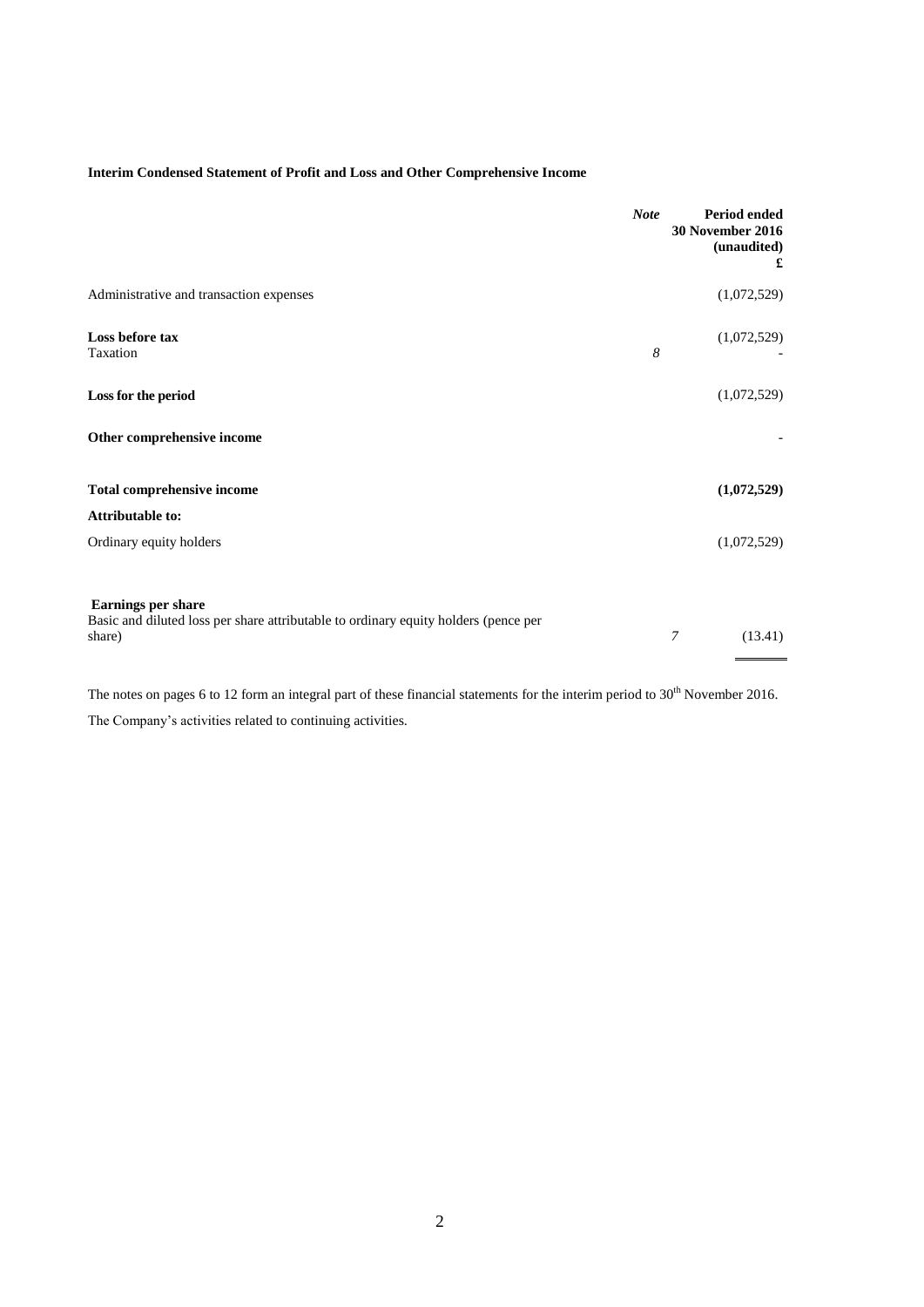**Interim Condensed Statement of Profit and Loss and Other Comprehensive Income**

| | *Note* | **Period ended 30 November 2016 (unaudited) £** |
|---|---|---|
| Administrative and transaction expenses | | (1,072,529) |
| **Loss before tax** | | (1,072,529) |
| Taxation | *8* | - |
| **Loss for the period** | | (1,072,529) |
| **Other comprehensive income** | | - |
| **Total comprehensive income** | | **(1,072,529)** |
| **Attributable to:** | | |
| Ordinary equity holders | | (1,072,529) |
| **Earnings per share** | | |
| Basic and diluted loss per share attributable to ordinary equity holders (pence per share) | *7* | (13.41) |

The notes on pages 6 to 12 form an integral part of these financial statements for the interim period to 30th November 2016.

The Company's activities related to continuing activities.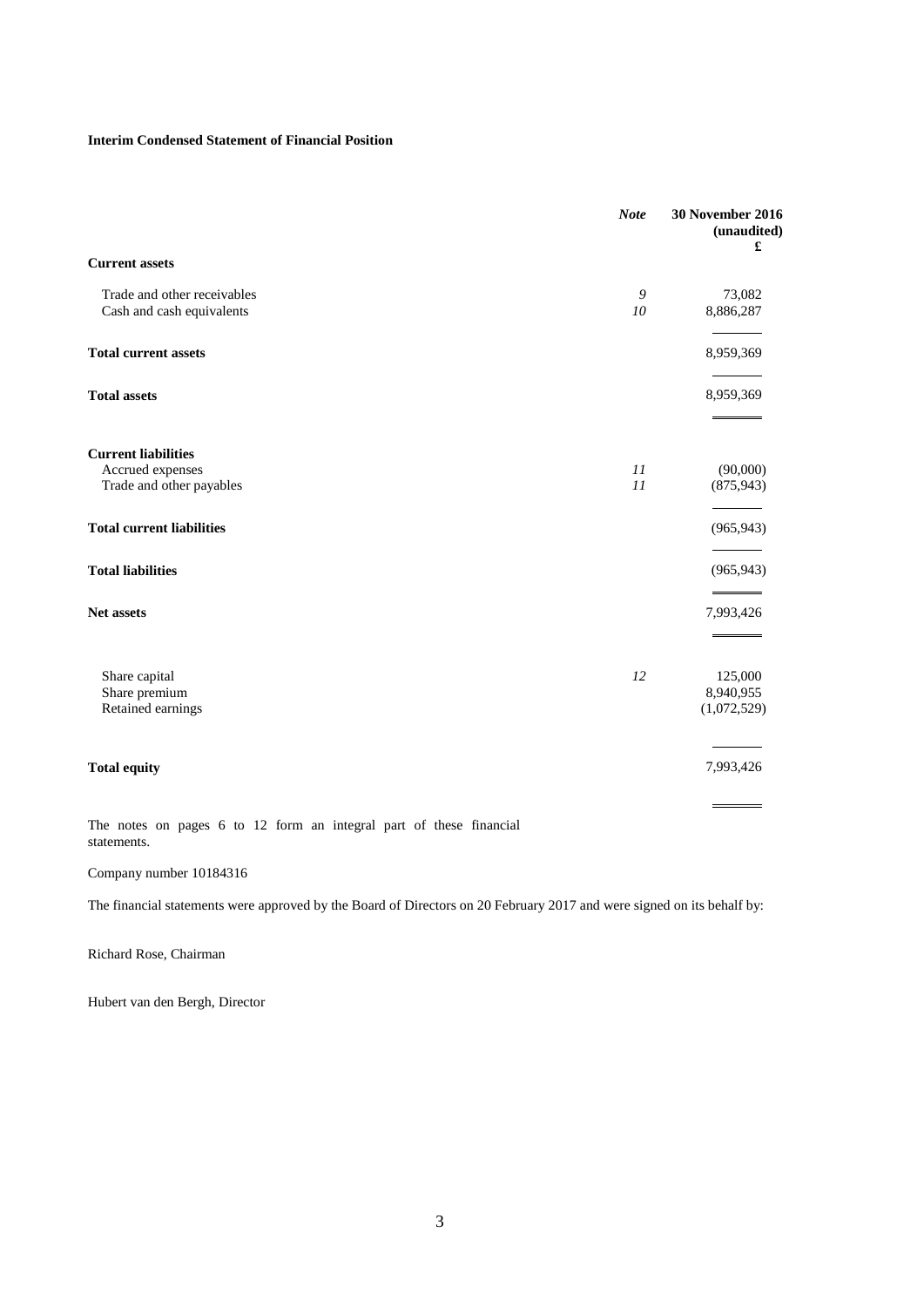**Interim Condensed Statement of Financial Position**

| | *Note* | **30 November 2016 (unaudited) £** |
|---|---|---|
| **Current assets** | | |
| Trade and other receivables | *9* | 73,082 |
| Cash and cash equivalents | *10* | 8,886,287 |
| **Total current assets** | | 8,959,369 |
| **Total assets** | | 8,959,369 |
| **Current liabilities** | | |
| Accrued expenses | *11* | (90,000) |
| Trade and other payables | *11* | (875,943) |
| **Total current liabilities** | | (965,943) |
| **Total liabilities** | | (965,943) |
| **Net assets** | | 7,993,426 |
| Share capital | *12* | 125,000 |
| Share premium | | 8,940,955 |
| Retained earnings | | (1,072,529) |
| **Total equity** | | 7,993,426 |

The notes on pages 6 to 12 form an integral part of these financial statements.

Company number 10184316

The financial statements were approved by the Board of Directors on 20 February 2017 and were signed on its behalf by:

Richard Rose, Chairman

Hubert van den Bergh, Director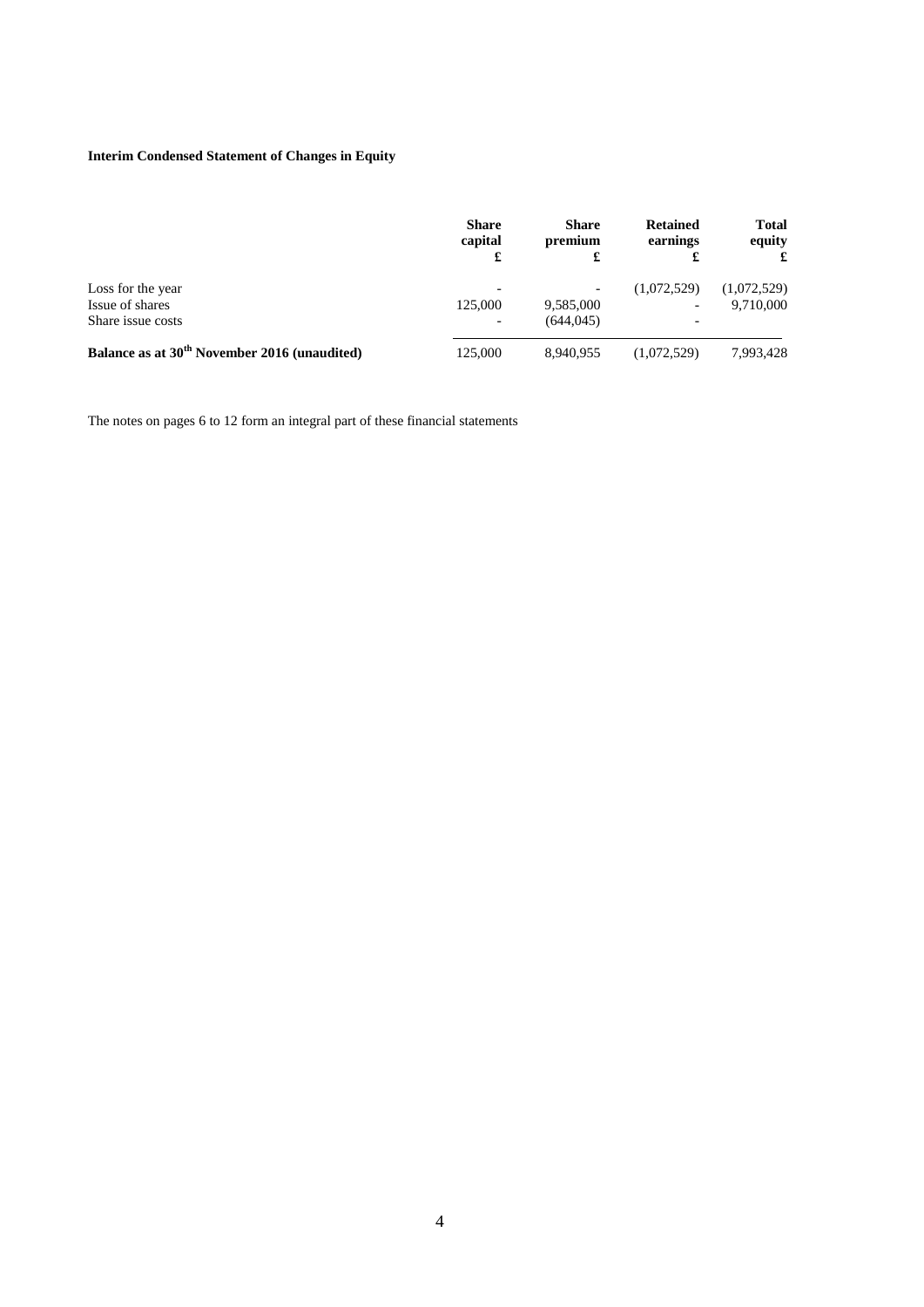**Interim Condensed Statement of Changes in Equity**

| | Share capital £ | Share premium £ | Retained earnings £ | Total equity £ |
|---|---|---|---|---|
| Loss for the year | - | - | (1,072,529) | (1,072,529) |
| Issue of shares | 125,000 | 9,585,000 | - | 9,710,000 |
| Share issue costs | - | (644,045) | - | |
| **Balance as at 30th November 2016 (unaudited)** | 125,000 | 8,940,955 | (1,072,529) | 7,993,428 |

The notes on pages 6 to 12 form an integral part of these financial statements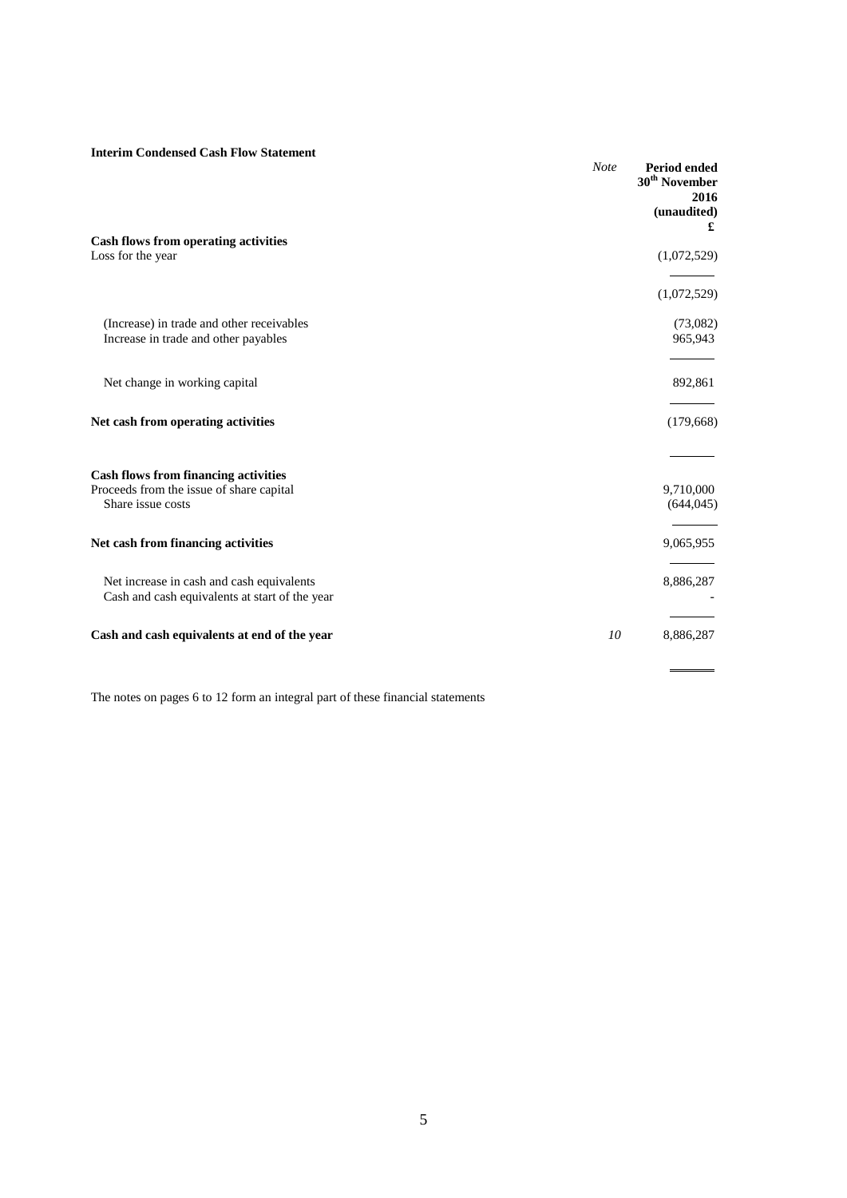**Interim Condensed Cash Flow Statement**

| | *Note* | **Period ended 30th November 2016 (unaudited) £** |
|---|---|---|
| **Cash flows from operating activities** | | |
| Loss for the year | | (1,072,529) |
| | | (1,072,529) |
| (Increase) in trade and other receivables | | (73,082) |
| Increase in trade and other payables | | 965,943 |
| Net change in working capital | | 892,861 |
| **Net cash from operating activities** | | (179,668) |
| **Cash flows from financing activities** | | |
| Proceeds from the issue of share capital | | 9,710,000 |
| Share issue costs | | (644,045) |
| **Net cash from financing activities** | | 9,065,955 |
| Net increase in cash and cash equivalents | | 8,886,287 |
| Cash and cash equivalents at start of the year | | - |
| **Cash and cash equivalents at end of the year** | *10* | 8,886,287 |

The notes on pages 6 to 12 form an integral part of these financial statements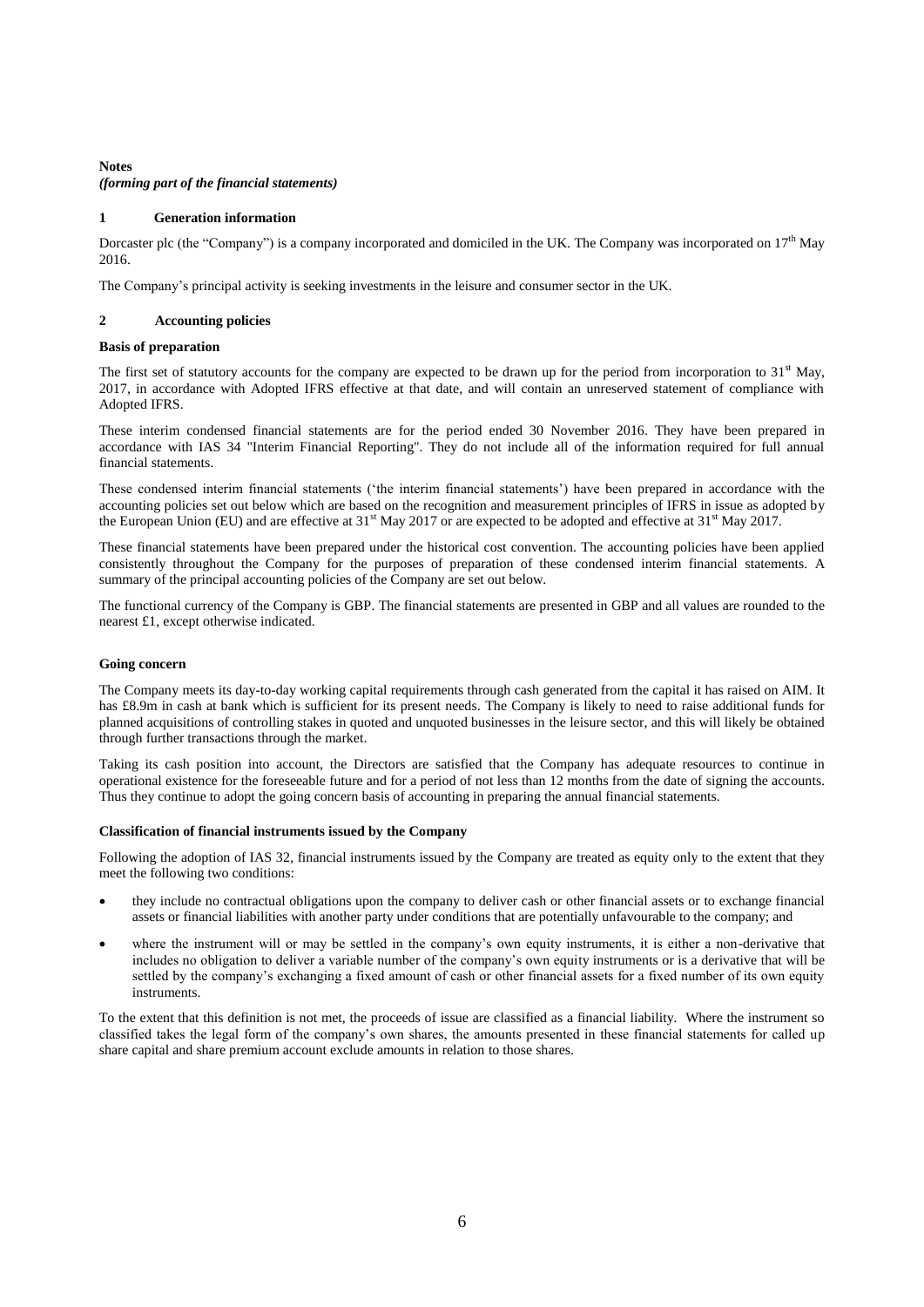**Notes**
*(forming part of the financial statements)*

## 1 Generation information

Dorcaster plc (the "Company") is a company incorporated and domiciled in the UK. The Company was incorporated on 17th May 2016.

The Company's principal activity is seeking investments in the leisure and consumer sector in the UK.

## 2 Accounting policies

**Basis of preparation**

The first set of statutory accounts for the company are expected to be drawn up for the period from incorporation to 31st May, 2017, in accordance with Adopted IFRS effective at that date, and will contain an unreserved statement of compliance with Adopted IFRS.

These interim condensed financial statements are for the period ended 30 November 2016. They have been prepared in accordance with IAS 34 "Interim Financial Reporting". They do not include all of the information required for full annual financial statements.

These condensed interim financial statements ('the interim financial statements') have been prepared in accordance with the accounting policies set out below which are based on the recognition and measurement principles of IFRS in issue as adopted by the European Union (EU) and are effective at 31st May 2017 or are expected to be adopted and effective at 31st May 2017.

These financial statements have been prepared under the historical cost convention. The accounting policies have been applied consistently throughout the Company for the purposes of preparation of these condensed interim financial statements. A summary of the principal accounting policies of the Company are set out below.

The functional currency of the Company is GBP. The financial statements are presented in GBP and all values are rounded to the nearest £1, except otherwise indicated.

**Going concern**

The Company meets its day-to-day working capital requirements through cash generated from the capital it has raised on AIM. It has £8.9m in cash at bank which is sufficient for its present needs. The Company is likely to need to raise additional funds for planned acquisitions of controlling stakes in quoted and unquoted businesses in the leisure sector, and this will likely be obtained through further transactions through the market.

Taking its cash position into account, the Directors are satisfied that the Company has adequate resources to continue in operational existence for the foreseeable future and for a period of not less than 12 months from the date of signing the accounts. Thus they continue to adopt the going concern basis of accounting in preparing the annual financial statements.

**Classification of financial instruments issued by the Company**

Following the adoption of IAS 32, financial instruments issued by the Company are treated as equity only to the extent that they meet the following two conditions:

- they include no contractual obligations upon the company to deliver cash or other financial assets or to exchange financial assets or financial liabilities with another party under conditions that are potentially unfavourable to the company; and
- where the instrument will or may be settled in the company's own equity instruments, it is either a non-derivative that includes no obligation to deliver a variable number of the company's own equity instruments or is a derivative that will be settled by the company's exchanging a fixed amount of cash or other financial assets for a fixed number of its own equity instruments.

To the extent that this definition is not met, the proceeds of issue are classified as a financial liability. Where the instrument so classified takes the legal form of the company's own shares, the amounts presented in these financial statements for called up share capital and share premium account exclude amounts in relation to those shares.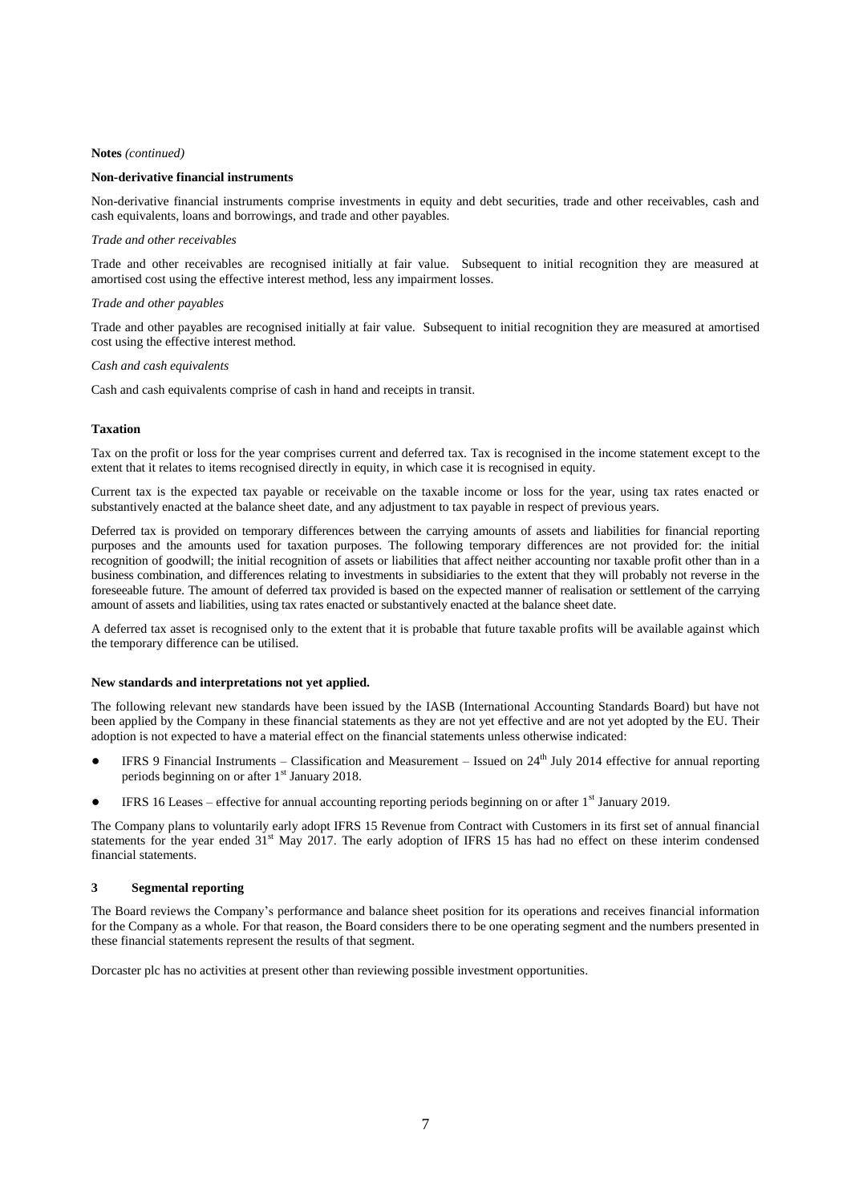**Notes** *(continued)*

**Non-derivative financial instruments**

Non-derivative financial instruments comprise investments in equity and debt securities, trade and other receivables, cash and cash equivalents, loans and borrowings, and trade and other payables.

*Trade and other receivables*

Trade and other receivables are recognised initially at fair value. Subsequent to initial recognition they are measured at amortised cost using the effective interest method, less any impairment losses.

*Trade and other payables*

Trade and other payables are recognised initially at fair value. Subsequent to initial recognition they are measured at amortised cost using the effective interest method.

*Cash and cash equivalents*

Cash and cash equivalents comprise of cash in hand and receipts in transit.

**Taxation**

Tax on the profit or loss for the year comprises current and deferred tax. Tax is recognised in the income statement except to the extent that it relates to items recognised directly in equity, in which case it is recognised in equity.

Current tax is the expected tax payable or receivable on the taxable income or loss for the year, using tax rates enacted or substantively enacted at the balance sheet date, and any adjustment to tax payable in respect of previous years.

Deferred tax is provided on temporary differences between the carrying amounts of assets and liabilities for financial reporting purposes and the amounts used for taxation purposes. The following temporary differences are not provided for: the initial recognition of goodwill; the initial recognition of assets or liabilities that affect neither accounting nor taxable profit other than in a business combination, and differences relating to investments in subsidiaries to the extent that they will probably not reverse in the foreseeable future. The amount of deferred tax provided is based on the expected manner of realisation or settlement of the carrying amount of assets and liabilities, using tax rates enacted or substantively enacted at the balance sheet date.

A deferred tax asset is recognised only to the extent that it is probable that future taxable profits will be available against which the temporary difference can be utilised.

**New standards and interpretations not yet applied.**

The following relevant new standards have been issued by the IASB (International Accounting Standards Board) but have not been applied by the Company in these financial statements as they are not yet effective and are not yet adopted by the EU. Their adoption is not expected to have a material effect on the financial statements unless otherwise indicated:

- IFRS 9 Financial Instruments – Classification and Measurement – Issued on 24th July 2014 effective for annual reporting periods beginning on or after 1st January 2018.
- IFRS 16 Leases – effective for annual accounting reporting periods beginning on or after 1st January 2019.

The Company plans to voluntarily early adopt IFRS 15 Revenue from Contract with Customers in its first set of annual financial statements for the year ended 31st May 2017. The early adoption of IFRS 15 has had no effect on these interim condensed financial statements.

**3 Segmental reporting**

The Board reviews the Company's performance and balance sheet position for its operations and receives financial information for the Company as a whole. For that reason, the Board considers there to be one operating segment and the numbers presented in these financial statements represent the results of that segment.

Dorcaster plc has no activities at present other than reviewing possible investment opportunities.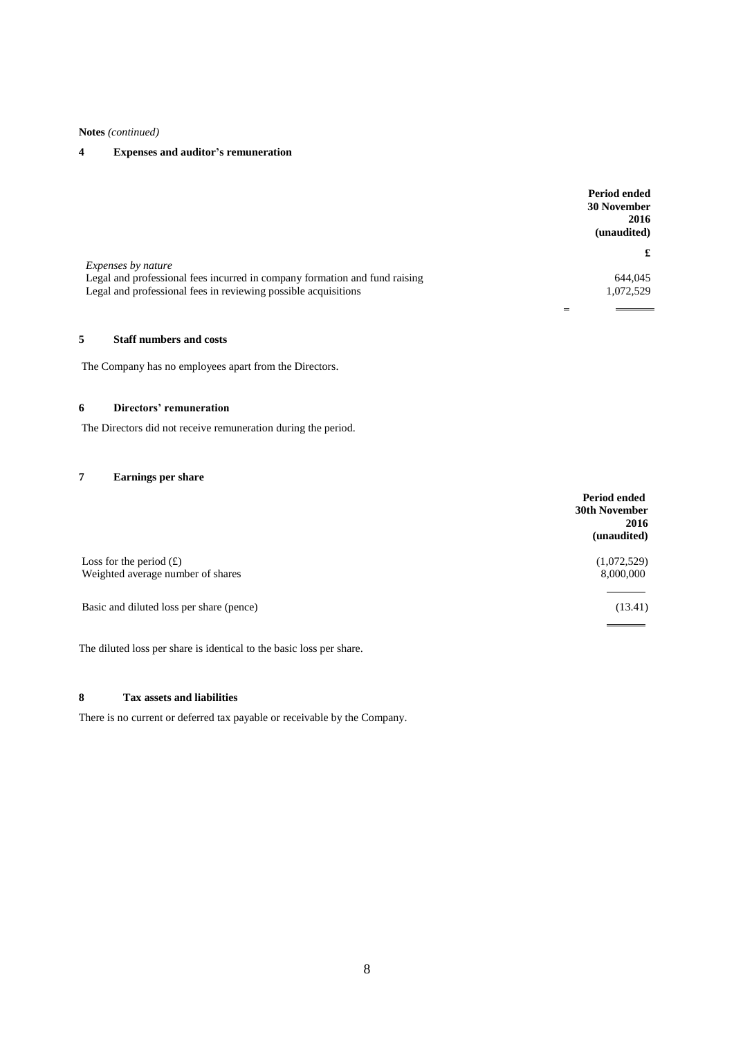**Notes** *(continued)*

## 4 Expenses and auditor's remuneration

| | Period ended 30 November 2016 (unaudited) |
|---|---|
| | £ |
| *Expenses by nature* | |
| Legal and professional fees incurred in company formation and fund raising | 644,045 |
| Legal and professional fees in reviewing possible acquisitions | 1,072,529 |

## 5 Staff numbers and costs

The Company has no employees apart from the Directors.

## 6 Directors' remuneration

The Directors did not receive remuneration during the period.

## 7 Earnings per share

| | Period ended 30th November 2016 (unaudited) |
|---|---|
| Loss for the period (£) | (1,072,529) |
| Weighted average number of shares | 8,000,000 |
| Basic and diluted loss per share (pence) | (13.41) |

The diluted loss per share is identical to the basic loss per share.

## 8 Tax assets and liabilities

There is no current or deferred tax payable or receivable by the Company.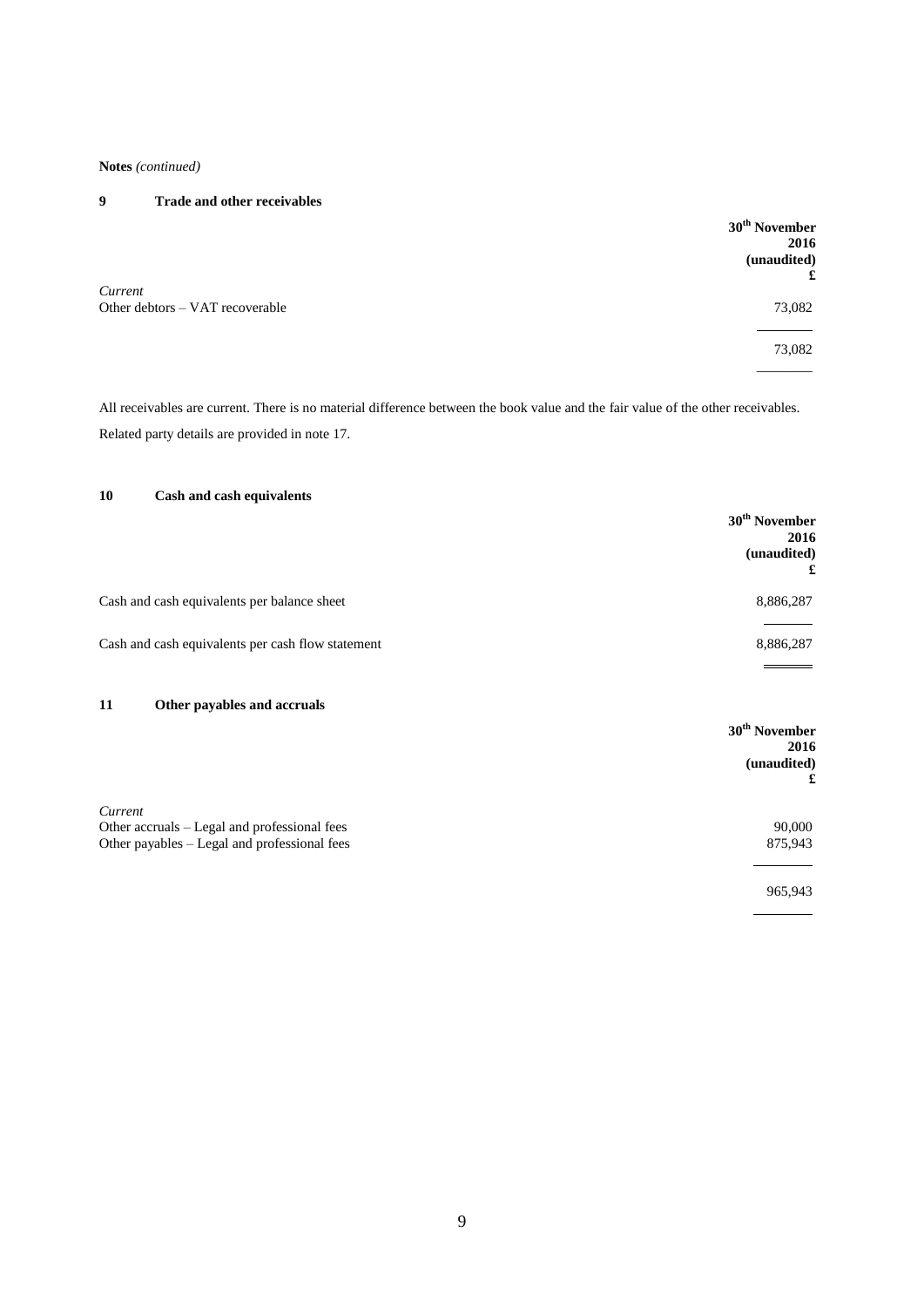**Notes** *(continued)*

## 9 Trade and other receivables

| | 30th November 2016 (unaudited) £ |
|---|---|
| *Current* | |
| Other debtors – VAT recoverable | 73,082 |
| | 73,082 |

All receivables are current. There is no material difference between the book value and the fair value of the other receivables.

Related party details are provided in note 17.

## 10 Cash and cash equivalents

| | 30th November 2016 (unaudited) £ |
|---|---|
| Cash and cash equivalents per balance sheet | 8,886,287 |
| Cash and cash equivalents per cash flow statement | 8,886,287 |

## 11 Other payables and accruals

| | 30th November 2016 (unaudited) £ |
|---|---|
| *Current* | |
| Other accruals – Legal and professional fees | 90,000 |
| Other payables – Legal and professional fees | 875,943 |
| | 965,943 |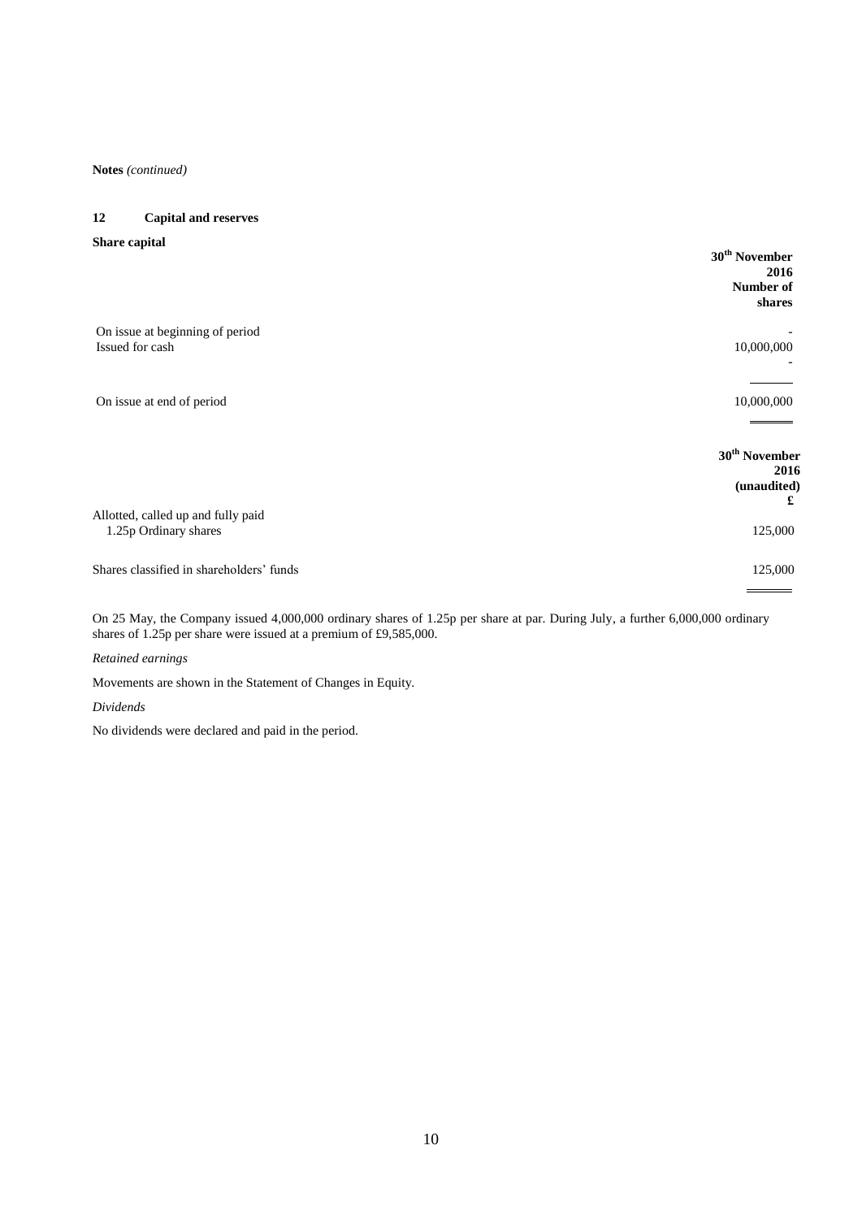**Notes** *(continued)*

## 12 Capital and reserves

**Share capital**

| | 30th November 2016 Number of shares |
|---|---|
| On issue at beginning of period | - |
| Issued for cash | 10,000,000 |
| | - |
| On issue at end of period | 10,000,000 |

| | 30th November 2016 (unaudited) £ |
|---|---|
| Allotted, called up and fully paid | |
| 1.25p Ordinary shares | 125,000 |
| Shares classified in shareholders' funds | 125,000 |

On 25 May, the Company issued 4,000,000 ordinary shares of 1.25p per share at par. During July, a further 6,000,000 ordinary shares of 1.25p per share were issued at a premium of £9,585,000.

*Retained earnings*

Movements are shown in the Statement of Changes in Equity.

*Dividends*

No dividends were declared and paid in the period.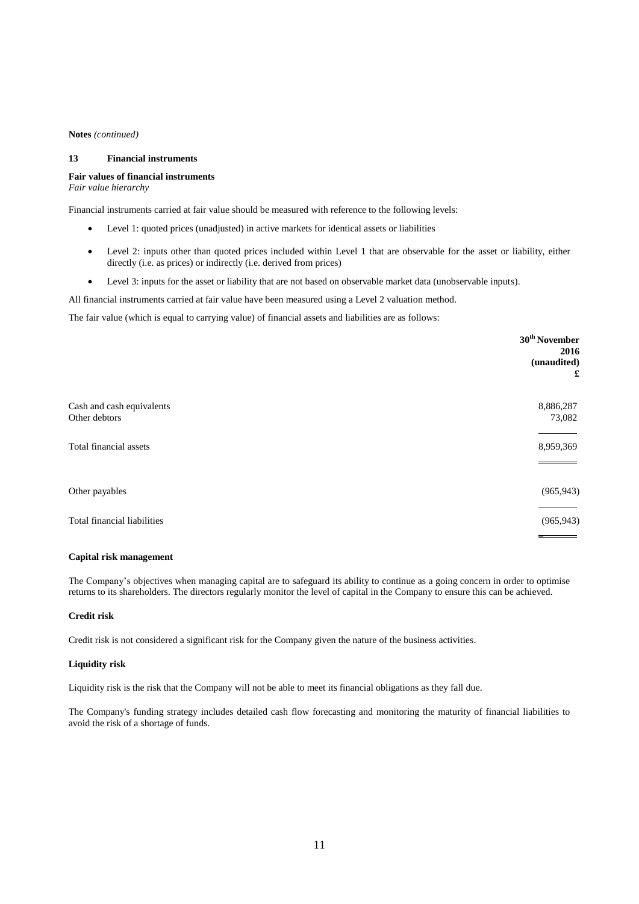**Notes** *(continued)*

## 13 Financial instruments

**Fair values of financial instruments**
*Fair value hierarchy*

Financial instruments carried at fair value should be measured with reference to the following levels:

- Level 1: quoted prices (unadjusted) in active markets for identical assets or liabilities
- Level 2: inputs other than quoted prices included within Level 1 that are observable for the asset or liability, either directly (i.e. as prices) or indirectly (i.e. derived from prices)
- Level 3: inputs for the asset or liability that are not based on observable market data (unobservable inputs).

All financial instruments carried at fair value have been measured using a Level 2 valuation method.

The fair value (which is equal to carrying value) of financial assets and liabilities are as follows:

| | 30th November 2016 (unaudited) £ |
|---|---|
| Cash and cash equivalents | 8,886,287 |
| Other debtors | 73,082 |
| Total financial assets | 8,959,369 |
| Other payables | (965,943) |
| Total financial liabilities | (965,943) |

**Capital risk management**

The Company's objectives when managing capital are to safeguard its ability to continue as a going concern in order to optimise returns to its shareholders. The directors regularly monitor the level of capital in the Company to ensure this can be achieved.

**Credit risk**

Credit risk is not considered a significant risk for the Company given the nature of the business activities.

**Liquidity risk**

Liquidity risk is the risk that the Company will not be able to meet its financial obligations as they fall due.

The Company's funding strategy includes detailed cash flow forecasting and monitoring the maturity of financial liabilities to avoid the risk of a shortage of funds.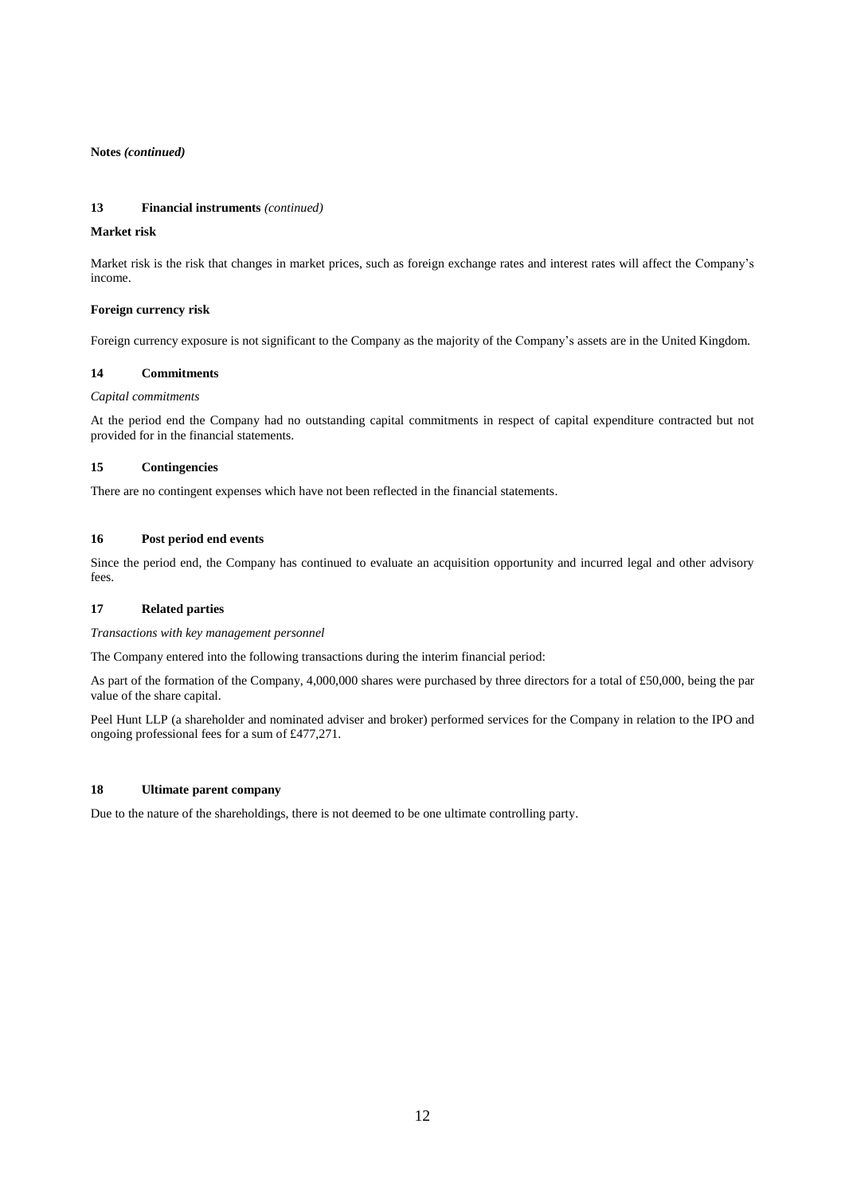**Notes *(continued)***

## 13 Financial instruments *(continued)*

**Market risk**

Market risk is the risk that changes in market prices, such as foreign exchange rates and interest rates will affect the Company's income.

**Foreign currency risk**

Foreign currency exposure is not significant to the Company as the majority of the Company's assets are in the United Kingdom.

## 14 Commitments

*Capital commitments*

At the period end the Company had no outstanding capital commitments in respect of capital expenditure contracted but not provided for in the financial statements.

## 15 Contingencies

There are no contingent expenses which have not been reflected in the financial statements.

## 16 Post period end events

Since the period end, the Company has continued to evaluate an acquisition opportunity and incurred legal and other advisory fees.

## 17 Related parties

*Transactions with key management personnel*

The Company entered into the following transactions during the interim financial period:

As part of the formation of the Company, 4,000,000 shares were purchased by three directors for a total of £50,000, being the par value of the share capital.

Peel Hunt LLP (a shareholder and nominated adviser and broker) performed services for the Company in relation to the IPO and ongoing professional fees for a sum of £477,271.

## 18 Ultimate parent company

Due to the nature of the shareholdings, there is not deemed to be one ultimate controlling party.